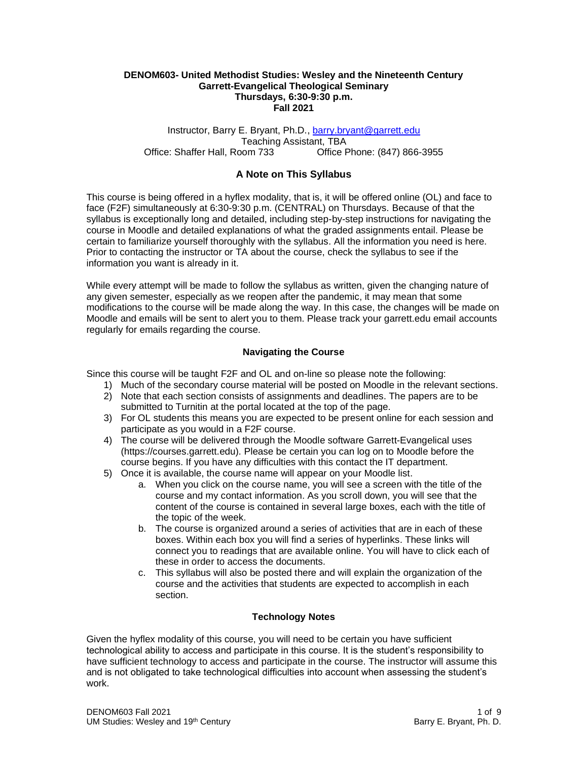**DENOM603- United Methodist Studies: Wesley and the Nineteenth Century**
**Garrett-Evangelical Theological Seminary**
**Thursdays, 6:30-9:30 p.m.**
**Fall 2021**

Instructor, Barry E. Bryant, Ph.D., barry.bryant@garrett.edu
Teaching Assistant, TBA
Office: Shaffer Hall, Room 733 Office Phone: (847) 866-3955

## A Note on This Syllabus

This course is being offered in a hyflex modality, that is, it will be offered online (OL) and face to face (F2F) simultaneously at 6:30-9:30 p.m. (CENTRAL) on Thursdays. Because of that the syllabus is exceptionally long and detailed, including step-by-step instructions for navigating the course in Moodle and detailed explanations of what the graded assignments entail. Please be certain to familiarize yourself thoroughly with the syllabus. All the information you need is here. Prior to contacting the instructor or TA about the course, check the syllabus to see if the information you want is already in it.

While every attempt will be made to follow the syllabus as written, given the changing nature of any given semester, especially as we reopen after the pandemic, it may mean that some modifications to the course will be made along the way. In this case, the changes will be made on Moodle and emails will be sent to alert you to them. Please track your garrett.edu email accounts regularly for emails regarding the course.

### Navigating the Course

Since this course will be taught F2F and OL and on-line so please note the following:

1) Much of the secondary course material will be posted on Moodle in the relevant sections.
2) Note that each section consists of assignments and deadlines. The papers are to be submitted to Turnitin at the portal located at the top of the page.
3) For OL students this means you are expected to be present online for each session and participate as you would in a F2F course.
4) The course will be delivered through the Moodle software Garrett-Evangelical uses (https://courses.garrett.edu). Please be certain you can log on to Moodle before the course begins. If you have any difficulties with this contact the IT department.
5) Once it is available, the course name will appear on your Moodle list.
    a. When you click on the course name, you will see a screen with the title of the course and my contact information. As you scroll down, you will see that the content of the course is contained in several large boxes, each with the title of the topic of the week.
    b. The course is organized around a series of activities that are in each of these boxes. Within each box you will find a series of hyperlinks. These links will connect you to readings that are available online. You will have to click each of these in order to access the documents.
    c. This syllabus will also be posted there and will explain the organization of the course and the activities that students are expected to accomplish in each section.

### Technology Notes

Given the hyflex modality of this course, you will need to be certain you have sufficient technological ability to access and participate in this course. It is the student's responsibility to have sufficient technology to access and participate in the course. The instructor will assume this and is not obligated to take technological difficulties into account when assessing the student's work.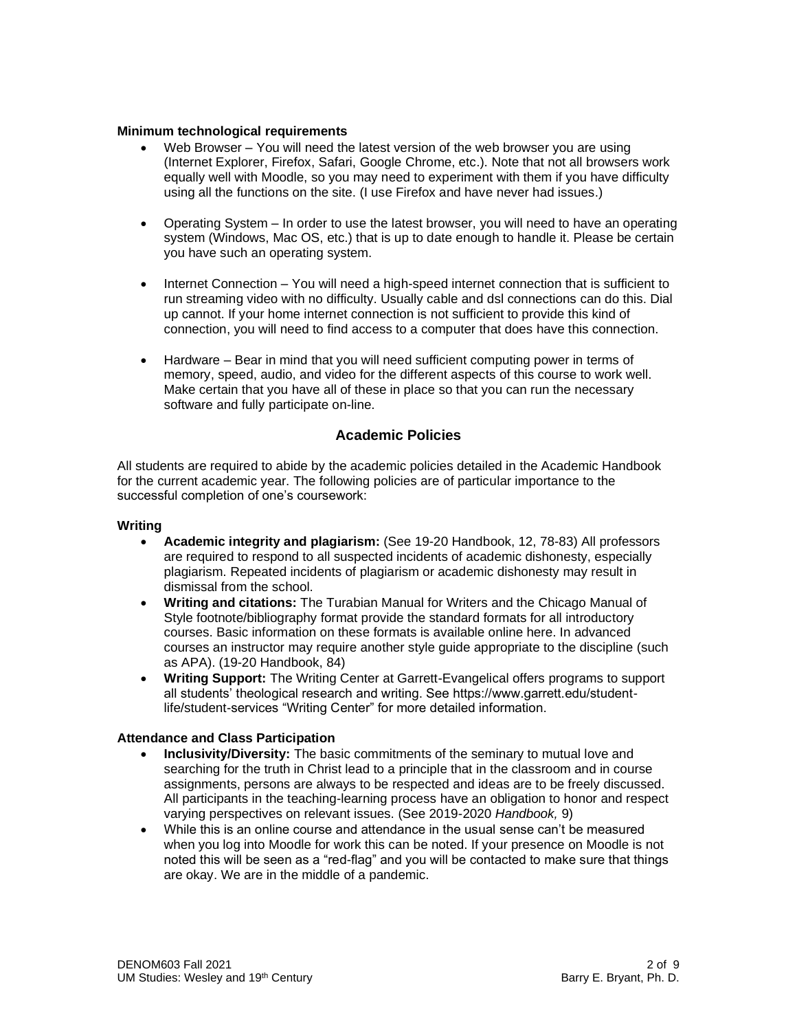**Minimum technological requirements**

- Web Browser – You will need the latest version of the web browser you are using (Internet Explorer, Firefox, Safari, Google Chrome, etc.). Note that not all browsers work equally well with Moodle, so you may need to experiment with them if you have difficulty using all the functions on the site. (I use Firefox and have never had issues.)

- Operating System – In order to use the latest browser, you will need to have an operating system (Windows, Mac OS, etc.) that is up to date enough to handle it. Please be certain you have such an operating system.

- Internet Connection – You will need a high-speed internet connection that is sufficient to run streaming video with no difficulty. Usually cable and dsl connections can do this. Dial up cannot. If your home internet connection is not sufficient to provide this kind of connection, you will need to find access to a computer that does have this connection.

- Hardware – Bear in mind that you will need sufficient computing power in terms of memory, speed, audio, and video for the different aspects of this course to work well. Make certain that you have all of these in place so that you can run the necessary software and fully participate on-line.

## Academic Policies

All students are required to abide by the academic policies detailed in the Academic Handbook for the current academic year. The following policies are of particular importance to the successful completion of one's coursework:

**Writing**

- **Academic integrity and plagiarism:** (See 19-20 Handbook, 12, 78-83) All professors are required to respond to all suspected incidents of academic dishonesty, especially plagiarism. Repeated incidents of plagiarism or academic dishonesty may result in dismissal from the school.
- **Writing and citations:** The Turabian Manual for Writers and the Chicago Manual of Style footnote/bibliography format provide the standard formats for all introductory courses. Basic information on these formats is available online here. In advanced courses an instructor may require another style guide appropriate to the discipline (such as APA). (19-20 Handbook, 84)
- **Writing Support:** The Writing Center at Garrett-Evangelical offers programs to support all students' theological research and writing. See https://www.garrett.edu/student-life/student-services "Writing Center" for more detailed information.

**Attendance and Class Participation**

- **Inclusivity/Diversity:** The basic commitments of the seminary to mutual love and searching for the truth in Christ lead to a principle that in the classroom and in course assignments, persons are always to be respected and ideas are to be freely discussed. All participants in the teaching-learning process have an obligation to honor and respect varying perspectives on relevant issues. (See 2019-2020 *Handbook,* 9)
- While this is an online course and attendance in the usual sense can't be measured when you log into Moodle for work this can be noted. If your presence on Moodle is not noted this will be seen as a "red-flag" and you will be contacted to make sure that things are okay. We are in the middle of a pandemic.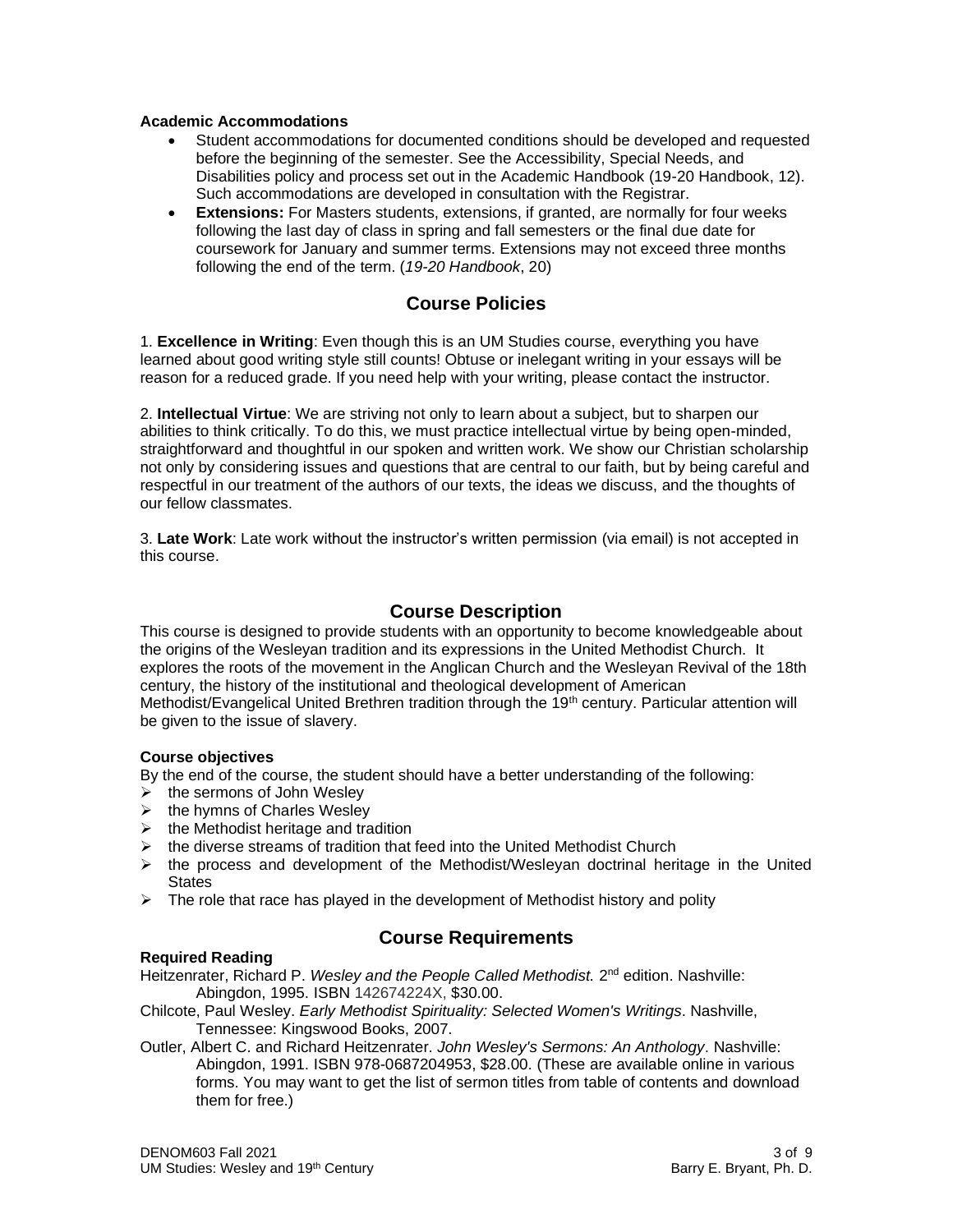**Academic Accommodations**

- Student accommodations for documented conditions should be developed and requested before the beginning of the semester. See the Accessibility, Special Needs, and Disabilities policy and process set out in the Academic Handbook (19-20 Handbook, 12). Such accommodations are developed in consultation with the Registrar.
- **Extensions:** For Masters students, extensions, if granted, are normally for four weeks following the last day of class in spring and fall semesters or the final due date for coursework for January and summer terms. Extensions may not exceed three months following the end of the term. (*19-20 Handbook*, 20)

## Course Policies

1. **Excellence in Writing**: Even though this is an UM Studies course, everything you have learned about good writing style still counts! Obtuse or inelegant writing in your essays will be reason for a reduced grade. If you need help with your writing, please contact the instructor.

2. **Intellectual Virtue**: We are striving not only to learn about a subject, but to sharpen our abilities to think critically. To do this, we must practice intellectual virtue by being open-minded, straightforward and thoughtful in our spoken and written work. We show our Christian scholarship not only by considering issues and questions that are central to our faith, but by being careful and respectful in our treatment of the authors of our texts, the ideas we discuss, and the thoughts of our fellow classmates.

3. **Late Work**: Late work without the instructor's written permission (via email) is not accepted in this course.

## Course Description

This course is designed to provide students with an opportunity to become knowledgeable about the origins of the Wesleyan tradition and its expressions in the United Methodist Church. It explores the roots of the movement in the Anglican Church and the Wesleyan Revival of the 18th century, the history of the institutional and theological development of American Methodist/Evangelical United Brethren tradition through the 19th century. Particular attention will be given to the issue of slavery.

**Course objectives**

By the end of the course, the student should have a better understanding of the following:

- the sermons of John Wesley
- the hymns of Charles Wesley
- the Methodist heritage and tradition
- the diverse streams of tradition that feed into the United Methodist Church
- the process and development of the Methodist/Wesleyan doctrinal heritage in the United States
- The role that race has played in the development of Methodist history and polity

## Course Requirements

**Required Reading**

Heitzenrater, Richard P. *Wesley and the People Called Methodist.* 2nd edition. Nashville: Abingdon, 1995. ISBN 142674224X, $30.00.

Chilcote, Paul Wesley. *Early Methodist Spirituality: Selected Women's Writings*. Nashville, Tennessee: Kingswood Books, 2007.

Outler, Albert C. and Richard Heitzenrater. *John Wesley's Sermons: An Anthology*. Nashville: Abingdon, 1991. ISBN 978-0687204953, $28.00. (These are available online in various forms. You may want to get the list of sermon titles from table of contents and download them for free.)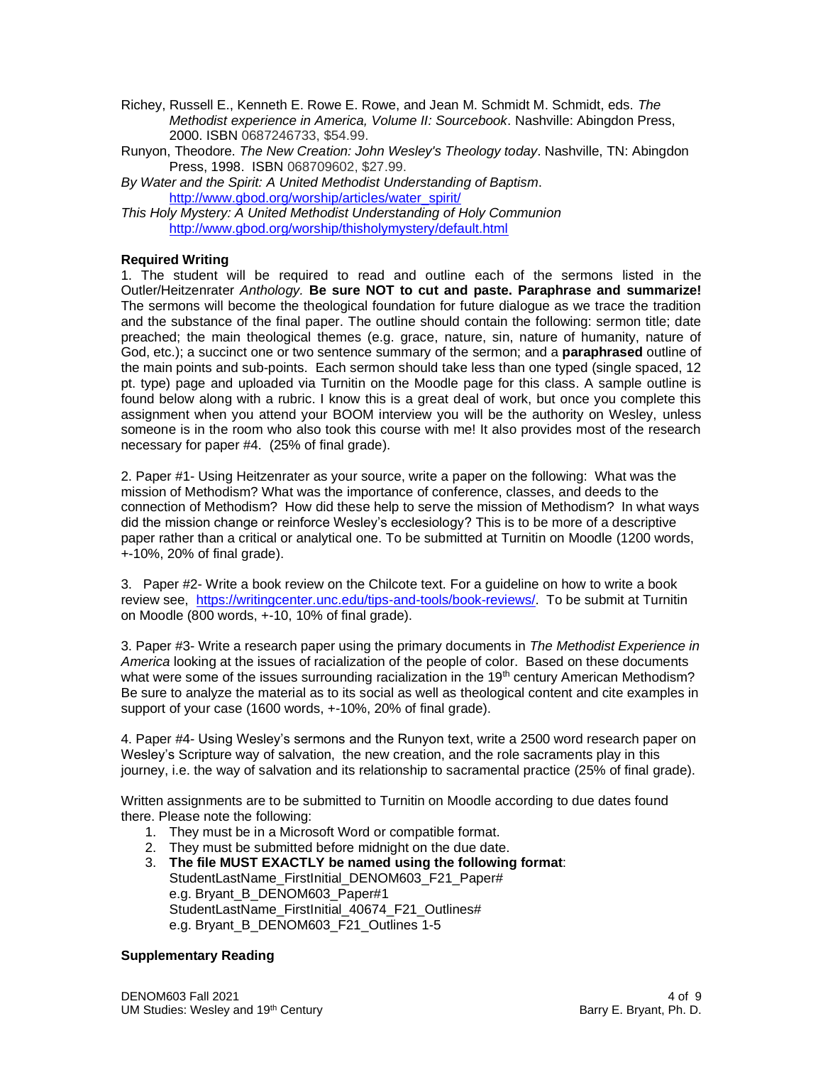Richey, Russell E., Kenneth E. Rowe E. Rowe, and Jean M. Schmidt M. Schmidt, eds. *The Methodist experience in America, Volume II: Sourcebook*. Nashville: Abingdon Press, 2000. ISBN 0687246733, $54.99.

Runyon, Theodore. *The New Creation: John Wesley's Theology today*. Nashville, TN: Abingdon Press, 1998. ISBN 068709602, $27.99.

*By Water and the Spirit: A United Methodist Understanding of Baptism*. http://www.gbod.org/worship/articles/water_spirit/

*This Holy Mystery: A United Methodist Understanding of Holy Communion* http://www.gbod.org/worship/thisholymystery/default.html

**Required Writing**

1. The student will be required to read and outline each of the sermons listed in the Outler/Heitzenrater *Anthology.* **Be sure NOT to cut and paste. Paraphrase and summarize!** The sermons will become the theological foundation for future dialogue as we trace the tradition and the substance of the final paper. The outline should contain the following: sermon title; date preached; the main theological themes (e.g. grace, nature, sin, nature of humanity, nature of God, etc.); a succinct one or two sentence summary of the sermon; and a **paraphrased** outline of the main points and sub-points. Each sermon should take less than one typed (single spaced, 12 pt. type) page and uploaded via Turnitin on the Moodle page for this class. A sample outline is found below along with a rubric. I know this is a great deal of work, but once you complete this assignment when you attend your BOOM interview you will be the authority on Wesley, unless someone is in the room who also took this course with me! It also provides most of the research necessary for paper #4. (25% of final grade).

2. Paper #1- Using Heitzenrater as your source, write a paper on the following: What was the mission of Methodism? What was the importance of conference, classes, and deeds to the connection of Methodism? How did these help to serve the mission of Methodism? In what ways did the mission change or reinforce Wesley's ecclesiology? This is to be more of a descriptive paper rather than a critical or analytical one. To be submitted at Turnitin on Moodle (1200 words, +-10%, 20% of final grade).

3. Paper #2- Write a book review on the Chilcote text. For a guideline on how to write a book review see, https://writingcenter.unc.edu/tips-and-tools/book-reviews/. To be submit at Turnitin on Moodle (800 words, +-10, 10% of final grade).

3. Paper #3- Write a research paper using the primary documents in *The Methodist Experience in America* looking at the issues of racialization of the people of color. Based on these documents what were some of the issues surrounding racialization in the 19th century American Methodism? Be sure to analyze the material as to its social as well as theological content and cite examples in support of your case (1600 words, +-10%, 20% of final grade).

4. Paper #4- Using Wesley's sermons and the Runyon text, write a 2500 word research paper on Wesley's Scripture way of salvation, the new creation, and the role sacraments play in this journey, i.e. the way of salvation and its relationship to sacramental practice (25% of final grade).

Written assignments are to be submitted to Turnitin on Moodle according to due dates found there. Please note the following:

1. They must be in a Microsoft Word or compatible format.
2. They must be submitted before midnight on the due date.
3. **The file MUST EXACTLY be named using the following format**:
   StudentLastName_FirstInitial_DENOM603_F21_Paper#
   e.g. Bryant_B_DENOM603_Paper#1
   StudentLastName_FirstInitial_40674_F21_Outlines#
   e.g. Bryant_B_DENOM603_F21_Outlines 1-5

**Supplementary Reading**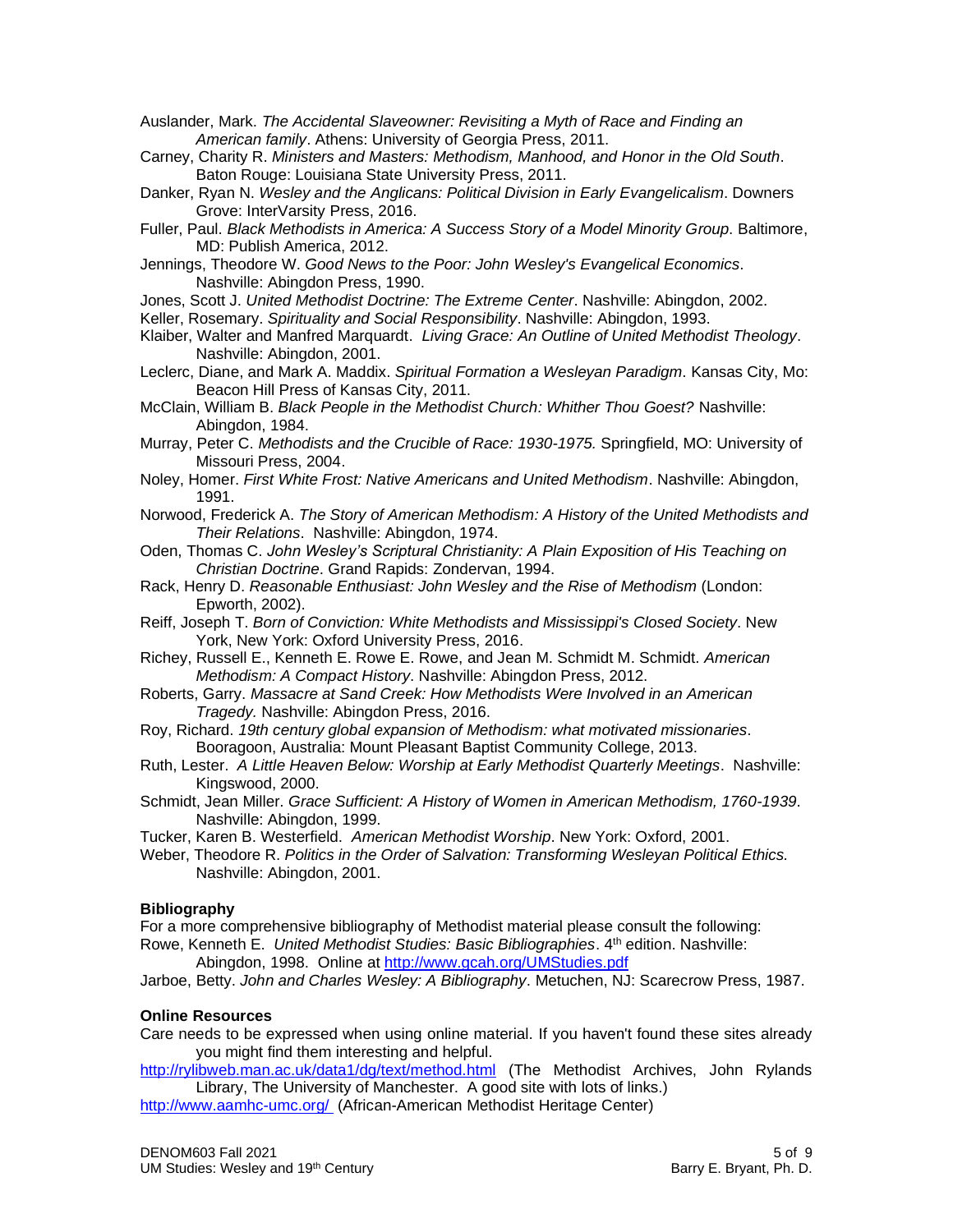Auslander, Mark. *The Accidental Slaveowner: Revisiting a Myth of Race and Finding an American family*. Athens: University of Georgia Press, 2011.

Carney, Charity R. *Ministers and Masters: Methodism, Manhood, and Honor in the Old South*. Baton Rouge: Louisiana State University Press, 2011.

Danker, Ryan N. *Wesley and the Anglicans: Political Division in Early Evangelicalism*. Downers Grove: InterVarsity Press, 2016.

Fuller, Paul. *Black Methodists in America: A Success Story of a Model Minority Group*. Baltimore, MD: Publish America, 2012.

Jennings, Theodore W. *Good News to the Poor: John Wesley's Evangelical Economics*. Nashville: Abingdon Press, 1990.

Jones, Scott J. *United Methodist Doctrine: The Extreme Center*. Nashville: Abingdon, 2002.

Keller, Rosemary. *Spirituality and Social Responsibility*. Nashville: Abingdon, 1993.

Klaiber, Walter and Manfred Marquardt. *Living Grace: An Outline of United Methodist Theology*. Nashville: Abingdon, 2001.

Leclerc, Diane, and Mark A. Maddix. *Spiritual Formation a Wesleyan Paradigm*. Kansas City, Mo: Beacon Hill Press of Kansas City, 2011.

McClain, William B. *Black People in the Methodist Church: Whither Thou Goest?* Nashville: Abingdon, 1984.

Murray, Peter C. *Methodists and the Crucible of Race: 1930-1975.* Springfield, MO: University of Missouri Press, 2004.

Noley, Homer. *First White Frost: Native Americans and United Methodism*. Nashville: Abingdon, 1991.

Norwood, Frederick A. *The Story of American Methodism: A History of the United Methodists and Their Relations*. Nashville: Abingdon, 1974.

Oden, Thomas C. *John Wesley's Scriptural Christianity: A Plain Exposition of His Teaching on Christian Doctrine*. Grand Rapids: Zondervan, 1994.

Rack, Henry D. *Reasonable Enthusiast: John Wesley and the Rise of Methodism* (London: Epworth, 2002).

Reiff, Joseph T. *Born of Conviction: White Methodists and Mississippi's Closed Society*. New York, New York: Oxford University Press, 2016.

Richey, Russell E., Kenneth E. Rowe E. Rowe, and Jean M. Schmidt M. Schmidt. *American Methodism: A Compact History*. Nashville: Abingdon Press, 2012.

Roberts, Garry. *Massacre at Sand Creek: How Methodists Were Involved in an American Tragedy.* Nashville: Abingdon Press, 2016.

Roy, Richard. *19th century global expansion of Methodism: what motivated missionaries*. Booragoon, Australia: Mount Pleasant Baptist Community College, 2013.

Ruth, Lester. *A Little Heaven Below: Worship at Early Methodist Quarterly Meetings*. Nashville: Kingswood, 2000.

Schmidt, Jean Miller. *Grace Sufficient: A History of Women in American Methodism, 1760-1939*. Nashville: Abingdon, 1999.

Tucker, Karen B. Westerfield. *American Methodist Worship*. New York: Oxford, 2001.

Weber, Theodore R. *Politics in the Order of Salvation: Transforming Wesleyan Political Ethics.* Nashville: Abingdon, 2001.

**Bibliography**

For a more comprehensive bibliography of Methodist material please consult the following:

Rowe, Kenneth E. *United Methodist Studies: Basic Bibliographies*. 4th edition. Nashville: Abingdon, 1998. Online at http://www.gcah.org/UMStudies.pdf

Jarboe, Betty. *John and Charles Wesley: A Bibliography*. Metuchen, NJ: Scarecrow Press, 1987.

**Online Resources**

Care needs to be expressed when using online material. If you haven't found these sites already you might find them interesting and helpful.

http://rylibweb.man.ac.uk/data1/dg/text/method.html (The Methodist Archives, John Rylands Library, The University of Manchester. A good site with lots of links.)

http://www.aamhc-umc.org/ (African-American Methodist Heritage Center)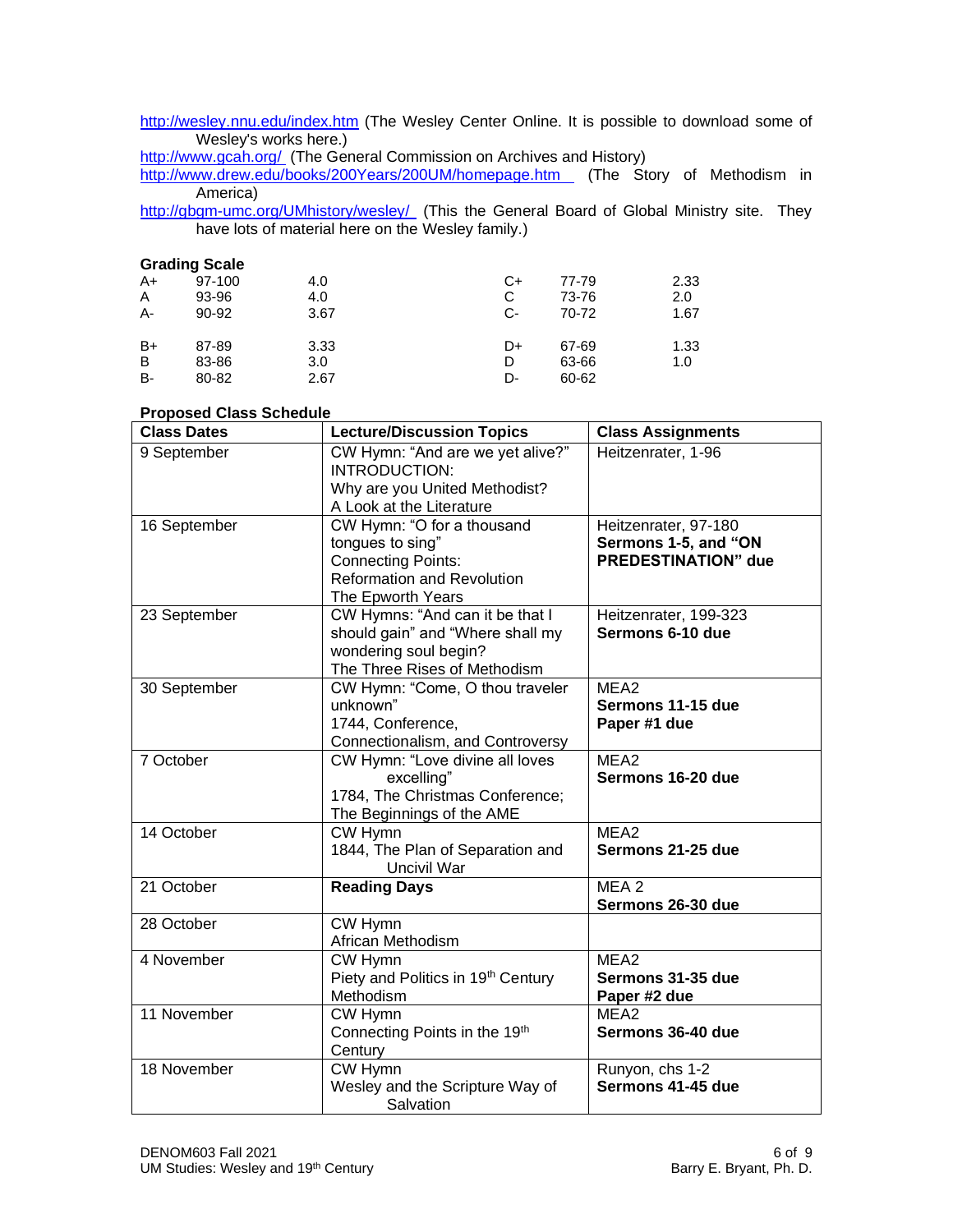http://wesley.nnu.edu/index.htm (The Wesley Center Online. It is possible to download some of Wesley's works here.)
http://www.gcah.org/ (The General Commission on Archives and History)
http://www.drew.edu/books/200Years/200UM/homepage.htm (The Story of Methodism in America)
http://gbgm-umc.org/UMhistory/wesley/ (This the General Board of Global Ministry site. They have lots of material here on the Wesley family.)

**Grading Scale**

| | | | | | |
|---|---|---|---|---|---|
| A+ | 97-100 | 4.0 | C+ | 77-79 | 2.33 |
| A | 93-96 | 4.0 | C | 73-76 | 2.0 |
| A- | 90-92 | 3.67 | C- | 70-72 | 1.67 |
| B+ | 87-89 | 3.33 | D+ | 67-69 | 1.33 |
| B | 83-86 | 3.0 | D | 63-66 | 1.0 |
| B- | 80-82 | 2.67 | D- | 60-62 | |

**Proposed Class Schedule**

| Class Dates | Lecture/Discussion Topics | Class Assignments |
|---|---|---|
| 9 September | CW Hymn: "And are we yet alive?" INTRODUCTION: Why are you United Methodist? A Look at the Literature | Heitzenrater, 1-96 |
| 16 September | CW Hymn: "O for a thousand tongues to sing" Connecting Points: Reformation and Revolution The Epworth Years | Heitzenrater, 97-180 **Sermons 1-5, and "ON PREDESTINATION" due** |
| 23 September | CW Hymns: "And can it be that I should gain" and "Where shall my wondering soul begin? The Three Rises of Methodism | Heitzenrater, 199-323 **Sermons 6-10 due** |
| 30 September | CW Hymn: "Come, O thou traveler unknown" 1744, Conference, Connectionalism, and Controversy | MEA2 **Sermons 11-15 due** **Paper #1 due** |
| 7 October | CW Hymn: "Love divine all loves excelling" 1784, The Christmas Conference; The Beginnings of the AME | MEA2 **Sermons 16-20 due** |
| 14 October | CW Hymn 1844, The Plan of Separation and Uncivil War | MEA2 **Sermons 21-25 due** |
| 21 October | **Reading Days** | MEA 2 **Sermons 26-30 due** |
| 28 October | CW Hymn African Methodism | |
| 4 November | CW Hymn Piety and Politics in 19th Century Methodism | MEA2 **Sermons 31-35 due** **Paper #2 due** |
| 11 November | CW Hymn Connecting Points in the 19th Century | MEA2 **Sermons 36-40 due** |
| 18 November | CW Hymn Wesley and the Scripture Way of Salvation | Runyon, chs 1-2 **Sermons 41-45 due** |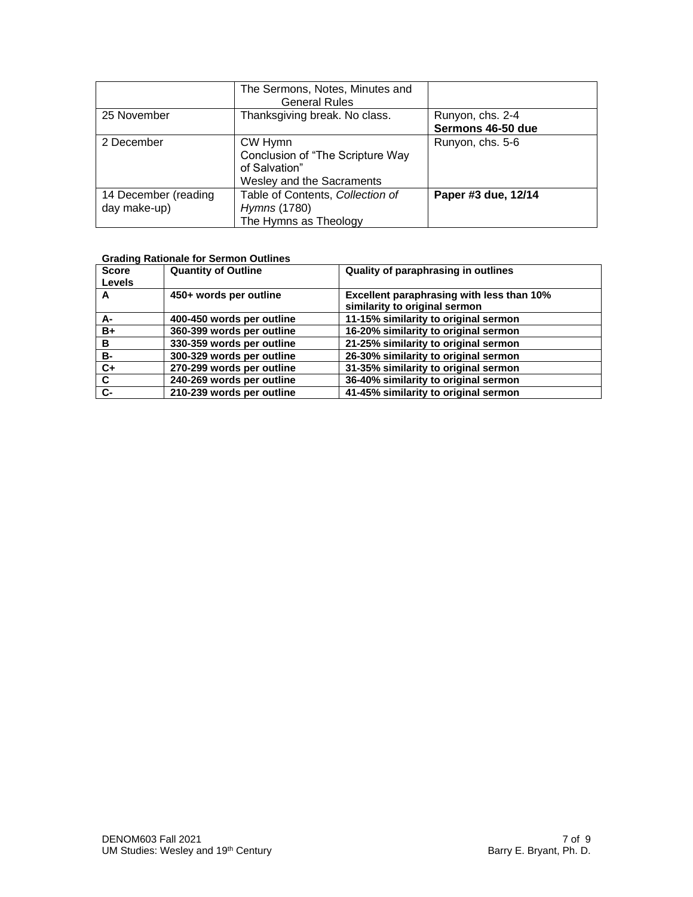| | The Sermons, Notes, Minutes and General Rules | |
|---|---|---|
| 25 November | Thanksgiving break. No class. | Runyon, chs. 2-4 **Sermons 46-50 due** |
| 2 December | CW Hymn Conclusion of "The Scripture Way of Salvation" Wesley and the Sacraments | Runyon, chs. 5-6 |
| 14 December (reading day make-up) | Table of Contents, *Collection of Hymns* (1780) The Hymns as Theology | **Paper #3 due, 12/14** |

**Grading Rationale for Sermon Outlines**

| **Score Levels** | **Quantity of Outline** | **Quality of paraphrasing in outlines** |
|---|---|---|
| **A** | **450+ words per outline** | **Excellent paraphrasing with less than 10% similarity to original sermon** |
| **A-** | **400-450 words per outline** | **11-15% similarity to original sermon** |
| **B+** | **360-399 words per outline** | **16-20% similarity to original sermon** |
| **B** | **330-359 words per outline** | **21-25% similarity to original sermon** |
| **B-** | **300-329 words per outline** | **26-30% similarity to original sermon** |
| **C+** | **270-299 words per outline** | **31-35% similarity to original sermon** |
| **C** | **240-269 words per outline** | **36-40% similarity to original sermon** |
| **C-** | **210-239 words per outline** | **41-45% similarity to original sermon** |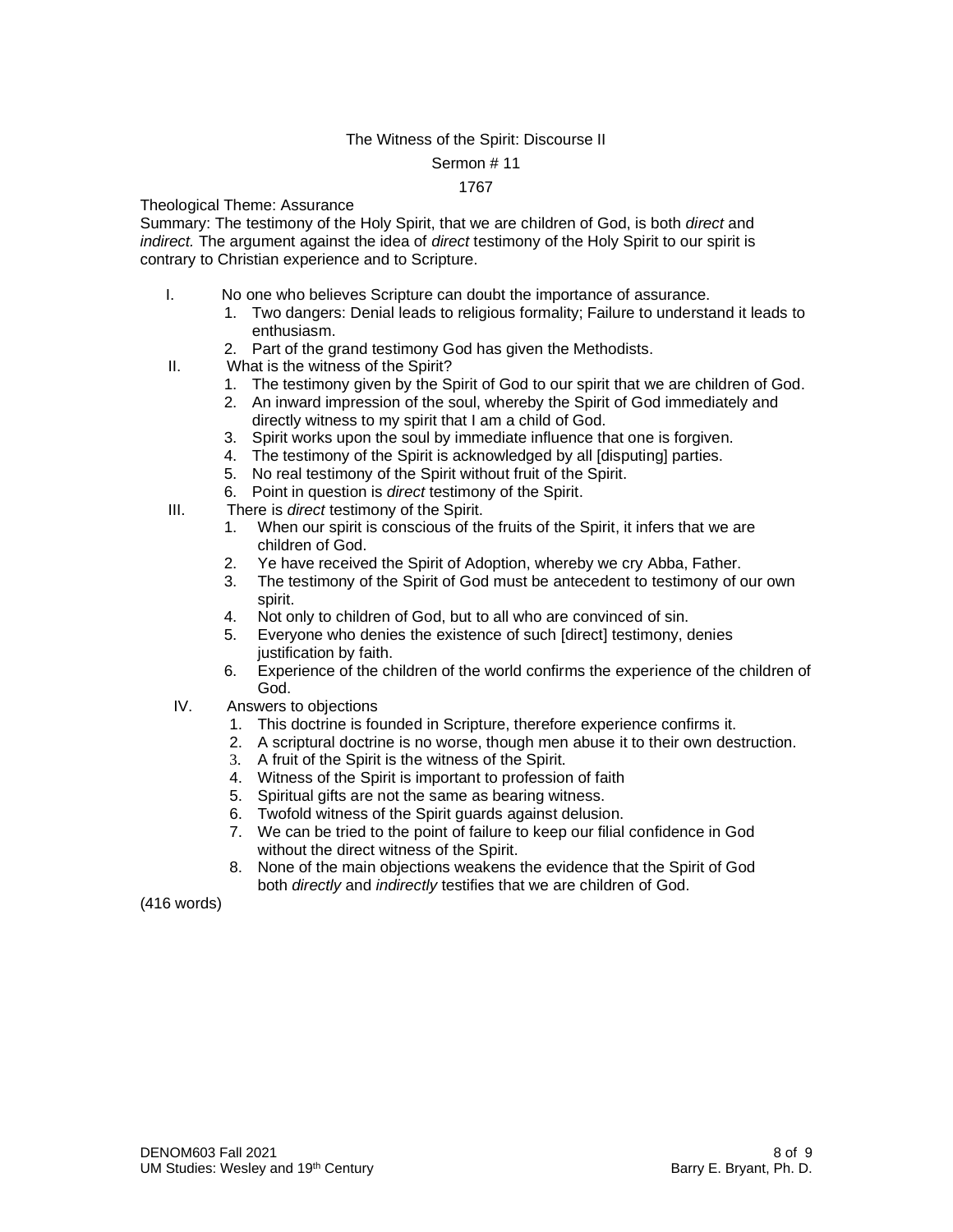The Witness of the Spirit: Discourse II

Sermon # 11

1767

Theological Theme: Assurance

Summary: The testimony of the Holy Spirit, that we are children of God, is both *direct* and *indirect.* The argument against the idea of *direct* testimony of the Holy Spirit to our spirit is contrary to Christian experience and to Scripture.

I. No one who believes Scripture can doubt the importance of assurance.
   1. Two dangers: Denial leads to religious formality; Failure to understand it leads to enthusiasm.
   2. Part of the grand testimony God has given the Methodists.

II. What is the witness of the Spirit?
   1. The testimony given by the Spirit of God to our spirit that we are children of God.
   2. An inward impression of the soul, whereby the Spirit of God immediately and directly witness to my spirit that I am a child of God.
   3. Spirit works upon the soul by immediate influence that one is forgiven.
   4. The testimony of the Spirit is acknowledged by all [disputing] parties.
   5. No real testimony of the Spirit without fruit of the Spirit.
   6. Point in question is *direct* testimony of the Spirit.

III. There is *direct* testimony of the Spirit.
   1. When our spirit is conscious of the fruits of the Spirit, it infers that we are children of God.
   2. Ye have received the Spirit of Adoption, whereby we cry Abba, Father.
   3. The testimony of the Spirit of God must be antecedent to testimony of our own spirit.
   4. Not only to children of God, but to all who are convinced of sin.
   5. Everyone who denies the existence of such [direct] testimony, denies justification by faith.
   6. Experience of the children of the world confirms the experience of the children of God.

IV. Answers to objections
   1. This doctrine is founded in Scripture, therefore experience confirms it.
   2. A scriptural doctrine is no worse, though men abuse it to their own destruction.
   3. A fruit of the Spirit is the witness of the Spirit.
   4. Witness of the Spirit is important to profession of faith
   5. Spiritual gifts are not the same as bearing witness.
   6. Twofold witness of the Spirit guards against delusion.
   7. We can be tried to the point of failure to keep our filial confidence in God without the direct witness of the Spirit.
   8. None of the main objections weakens the evidence that the Spirit of God both *directly* and *indirectly* testifies that we are children of God.

(416 words)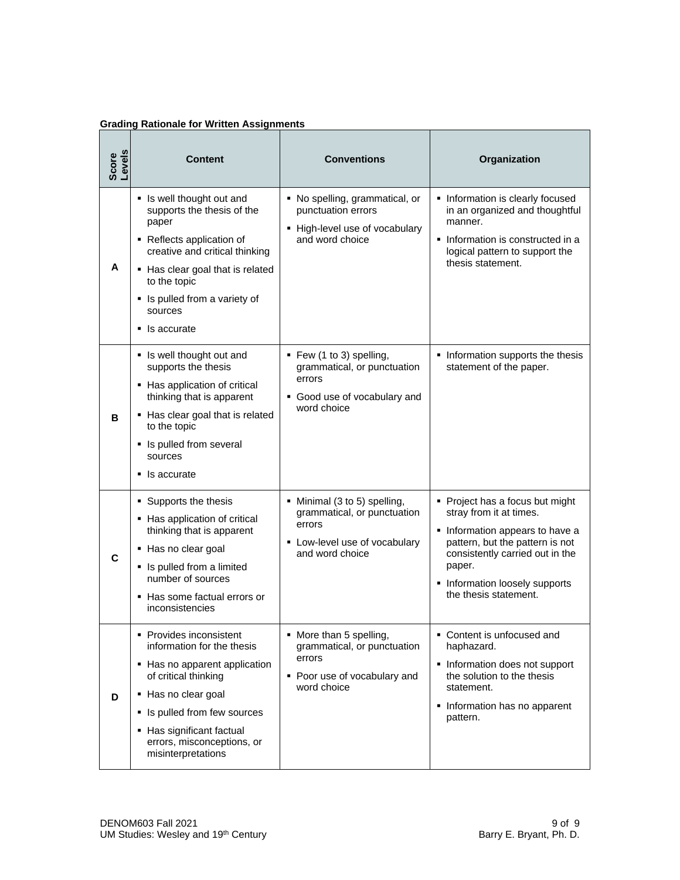**Grading Rationale for Written Assignments**

| Score Levels | Content | Conventions | Organization |
|---|---|---|---|
| A | ▪ Is well thought out and supports the thesis of the paper<br>▪ Reflects application of creative and critical thinking<br>▪ Has clear goal that is related to the topic<br>▪ Is pulled from a variety of sources<br>▪ Is accurate | ▪ No spelling, grammatical, or punctuation errors<br>▪ High-level use of vocabulary and word choice | ▪ Information is clearly focused in an organized and thoughtful manner.<br>▪ Information is constructed in a logical pattern to support the thesis statement. |
| B | ▪ Is well thought out and supports the thesis<br>▪ Has application of critical thinking that is apparent<br>▪ Has clear goal that is related to the topic<br>▪ Is pulled from several sources<br>▪ Is accurate | ▪ Few (1 to 3) spelling, grammatical, or punctuation errors<br>▪ Good use of vocabulary and word choice | ▪ Information supports the thesis statement of the paper. |
| C | ▪ Supports the thesis<br>▪ Has application of critical thinking that is apparent<br>▪ Has no clear goal<br>▪ Is pulled from a limited number of sources<br>▪ Has some factual errors or inconsistencies | ▪ Minimal (3 to 5) spelling, grammatical, or punctuation errors<br>▪ Low-level use of vocabulary and word choice | ▪ Project has a focus but might stray from it at times.<br>▪ Information appears to have a pattern, but the pattern is not consistently carried out in the paper.<br>▪ Information loosely supports the thesis statement. |
| D | ▪ Provides inconsistent information for the thesis<br>▪ Has no apparent application of critical thinking<br>▪ Has no clear goal<br>▪ Is pulled from few sources<br>▪ Has significant factual errors, misconceptions, or misinterpretations | ▪ More than 5 spelling, grammatical, or punctuation errors<br>▪ Poor use of vocabulary and word choice | ▪ Content is unfocused and haphazard.<br>▪ Information does not support the solution to the thesis statement.<br>▪ Information has no apparent pattern. |